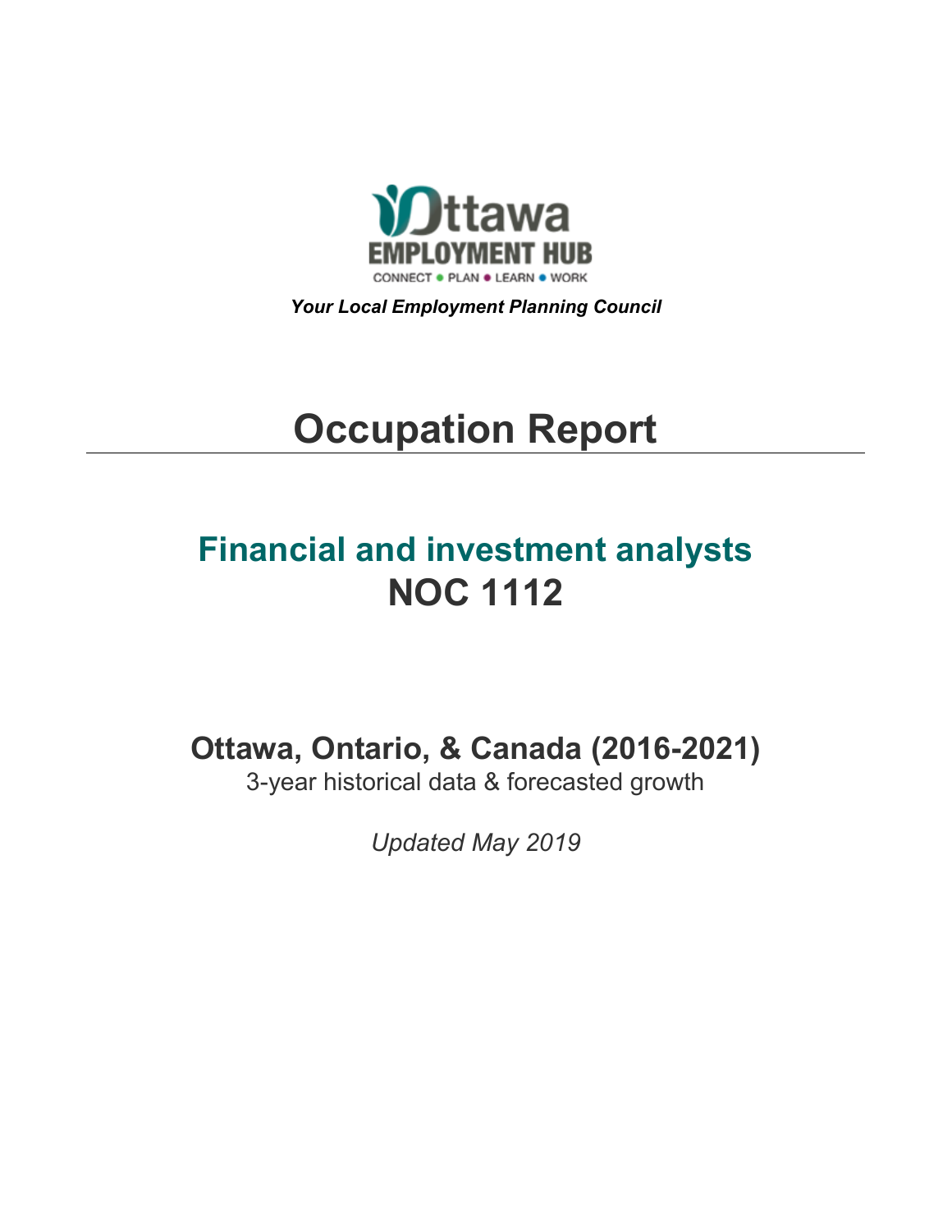Ottawa EMPLOYMENT HUB

CONNECT ● PLAN ● LEARN ● WORK

***Your Local Employment Planning Council***

# Occupation Report

## Financial and investment analysts
## NOC 1112

### Ottawa, Ontario, & Canada (2016-2021)

3-year historical data & forecasted growth

*Updated May 2019*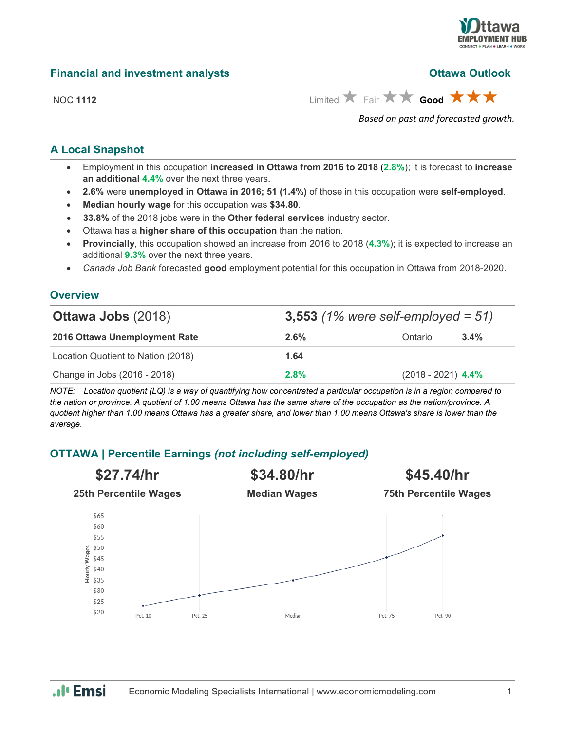## Financial and investment analysts

**Ottawa Outlook**

NOC **1112**

Limited ★ Fair ★★ **Good** ★★★

*Based on past and forecasted growth.*

## A Local Snapshot

- Employment in this occupation **increased in Ottawa from 2016 to 2018** (**2.8%**); it is forecast to **increase an additional 4.4%** over the next three years.
- **2.6%** were **unemployed in Ottawa in 2016; 51 (1.4%)** of those in this occupation were **self-employed**.
- **Median hourly wage** for this occupation was **$34.80**.
- **33.8%** of the 2018 jobs were in the **Other federal services** industry sector.
- Ottawa has a **higher share of this occupation** than the nation.
- **Provincially**, this occupation showed an increase from 2016 to 2018 (**4.3%**); it is expected to increase an additional **9.3%** over the next three years.
- *Canada Job Bank* forecasted **good** employment potential for this occupation in Ottawa from 2018-2020.

## Overview

| **Ottawa Jobs** (2018) | **3,553** *(1% were self-employed = 51)* | | |
|---|---|---|---|
| **2016 Ottawa Unemployment Rate** | **2.6%** | Ontario | **3.4%** |
| Location Quotient to Nation (2018) | **1.64** | | |
| Change in Jobs (2016 - 2018) | **2.8%** | (2018 - 2021) | **4.4%** |

*NOTE: Location quotient (LQ) is a way of quantifying how concentrated a particular occupation is in a region compared to the nation or province. A quotient of 1.00 means Ottawa has the same share of the occupation as the nation/province. A quotient higher than 1.00 means Ottawa has a greater share, and lower than 1.00 means Ottawa's share is lower than the average.*

## OTTAWA | Percentile Earnings *(not including self-employed)*

| $27.74/hr | $34.80/hr | $45.40/hr |
|---|---|---|
| 25th Percentile Wages | Median Wages | 75th Percentile Wages |

Economic Modeling Specialists International | www.economicmodeling.com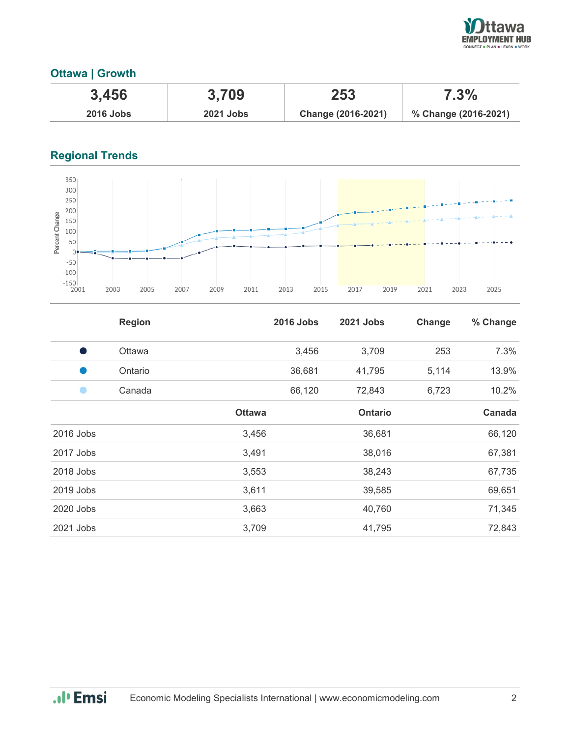## Ottawa | Growth

| 3,456 | 3,709 | 253 | 7.3% |
|---|---|---|---|
| 2016 Jobs | 2021 Jobs | Change (2016-2021) | % Change (2016-2021) |

## Regional Trends

| | Region | 2016 Jobs | 2021 Jobs | Change | % Change |
|---|---|---|---|---|---|
| ● | Ottawa | 3,456 | 3,709 | 253 | 7.3% |
| ● | Ontario | 36,681 | 41,795 | 5,114 | 13.9% |
| ● | Canada | 66,120 | 72,843 | 6,723 | 10.2% |

| | Ottawa | Ontario | Canada |
|---|---|---|---|
| 2016 Jobs | 3,456 | 36,681 | 66,120 |
| 2017 Jobs | 3,491 | 38,016 | 67,381 |
| 2018 Jobs | 3,553 | 38,243 | 67,735 |
| 2019 Jobs | 3,611 | 39,585 | 69,651 |
| 2020 Jobs | 3,663 | 40,760 | 71,345 |
| 2021 Jobs | 3,709 | 41,795 | 72,843 |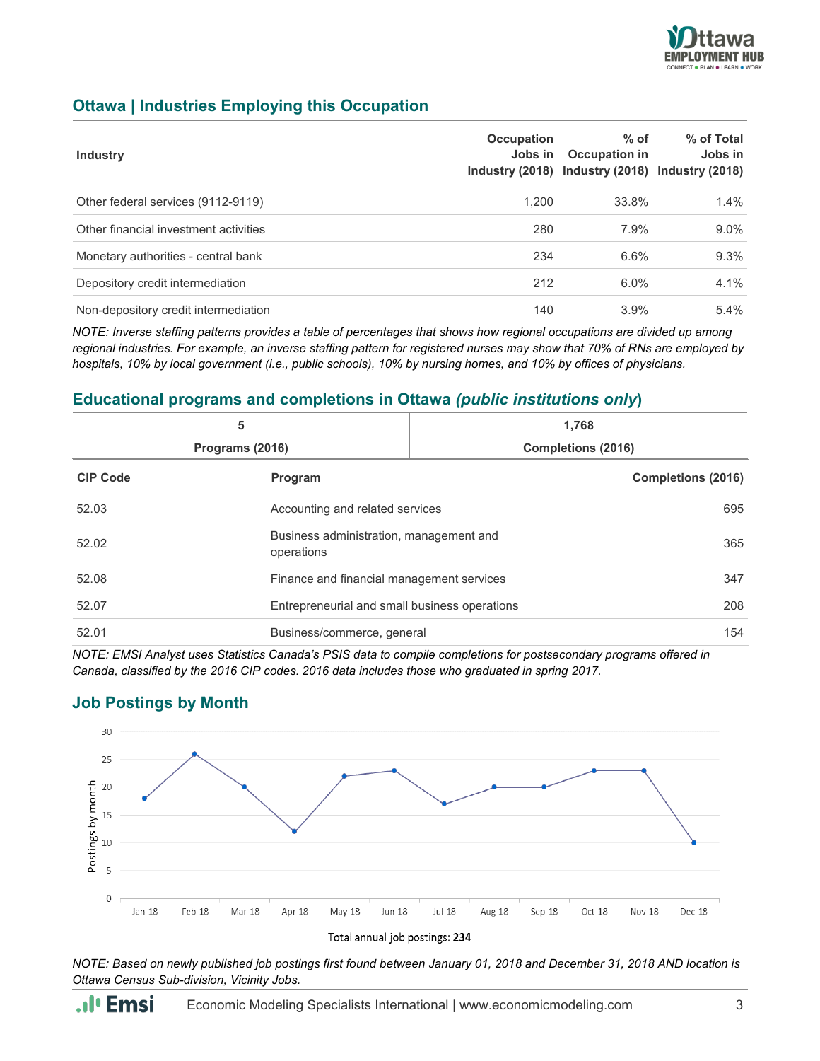## Ottawa | Industries Employing this Occupation

| Industry | Occupation Jobs in Industry (2018) | % of Occupation in Industry (2018) | % of Total Jobs in Industry (2018) |
|---|---|---|---|
| Other federal services (9112-9119) | 1,200 | 33.8% | 1.4% |
| Other financial investment activities | 280 | 7.9% | 9.0% |
| Monetary authorities - central bank | 234 | 6.6% | 9.3% |
| Depository credit intermediation | 212 | 6.0% | 4.1% |
| Non-depository credit intermediation | 140 | 3.9% | 5.4% |

*NOTE: Inverse staffing patterns provides a table of percentages that shows how regional occupations are divided up among regional industries. For example, an inverse staffing pattern for registered nurses may show that 70% of RNs are employed by hospitals, 10% by local government (i.e., public schools), 10% by nursing homes, and 10% by offices of physicians.*

## Educational programs and completions in Ottawa *(public institutions only)*

| 5 | 1,768 |
|---|---|
| Programs (2016) | Completions (2016) |

| CIP Code | Program | Completions (2016) |
|---|---|---|
| 52.03 | Accounting and related services | 695 |
| 52.02 | Business administration, management and operations | 365 |
| 52.08 | Finance and financial management services | 347 |
| 52.07 | Entrepreneurial and small business operations | 208 |
| 52.01 | Business/commerce, general | 154 |

*NOTE: EMSI Analyst uses Statistics Canada's PSIS data to compile completions for postsecondary programs offered in Canada, classified by the 2016 CIP codes. 2016 data includes those who graduated in spring 2017.*

## Job Postings by Month

| Month | Postings by month |
|---|---|
| Jan-18 | 18 |
| Feb-18 | 26 |
| Mar-18 | 20 |
| Apr-18 | 12 |
| May-18 | 22 |
| Jun-18 | 23 |
| Jul-18 | 17 |
| Aug-18 | 20 |
| Sep-18 | 20 |
| Oct-18 | 23 |
| Nov-18 | 23 |
| Dec-18 | 10 |

Total annual job postings: **234**

*NOTE: Based on newly published job postings first found between January 01, 2018 and December 31, 2018 AND location is Ottawa Census Sub-division, Vicinity Jobs.*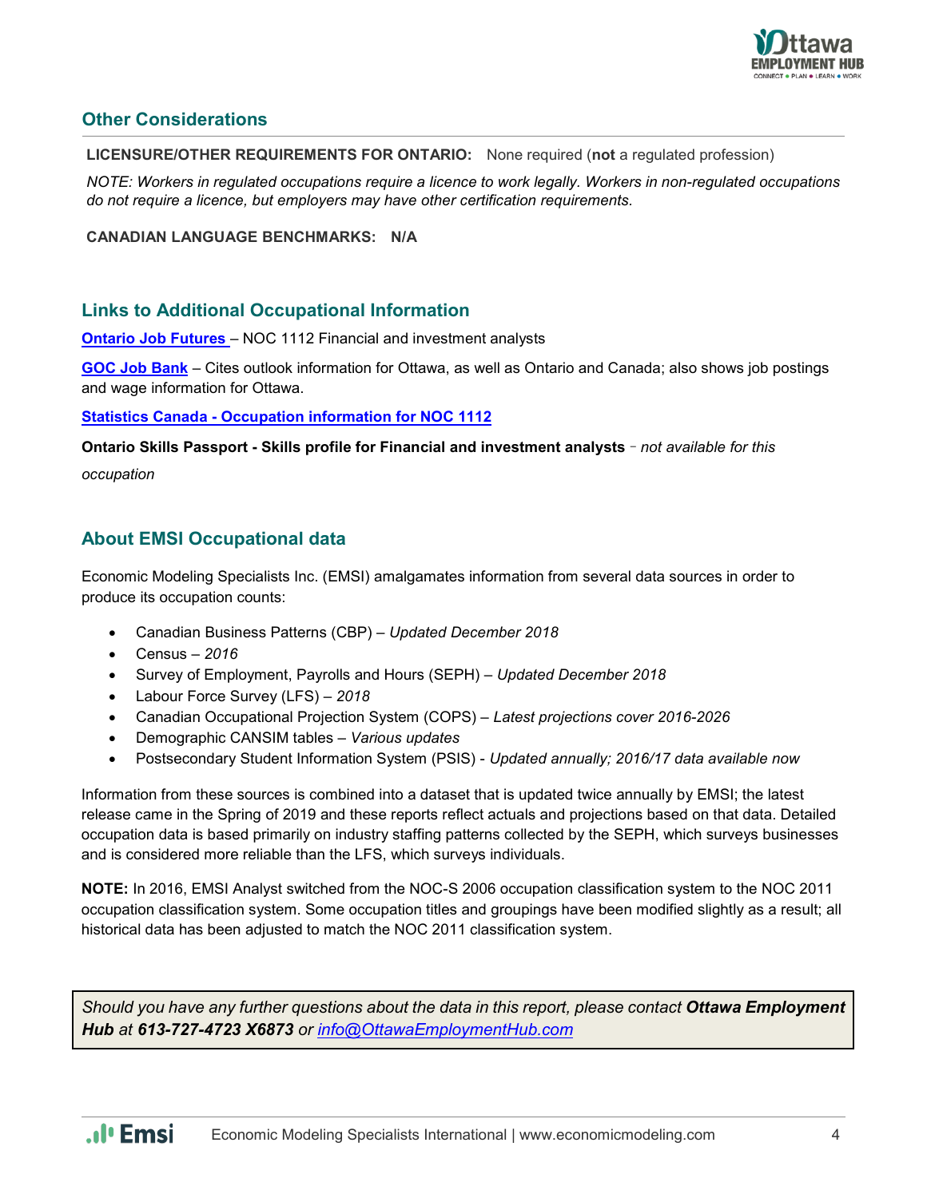## Other Considerations

**LICENSURE/OTHER REQUIREMENTS FOR ONTARIO:** None required (**not** a regulated profession)

*NOTE: Workers in regulated occupations require a licence to work legally. Workers in non-regulated occupations do not require a licence, but employers may have other certification requirements.*

**CANADIAN LANGUAGE BENCHMARKS: N/A**

## Links to Additional Occupational Information

**Ontario Job Futures** – NOC 1112 Financial and investment analysts

**GOC Job Bank** – Cites outlook information for Ottawa, as well as Ontario and Canada; also shows job postings and wage information for Ottawa.

**Statistics Canada - Occupation information for NOC 1112**

**Ontario Skills Passport - Skills profile for Financial and investment analysts** – *not available for this occupation*

## About EMSI Occupational data

Economic Modeling Specialists Inc. (EMSI) amalgamates information from several data sources in order to produce its occupation counts:

- Canadian Business Patterns (CBP) – *Updated December 2018*
- Census – *2016*
- Survey of Employment, Payrolls and Hours (SEPH) – *Updated December 2018*
- Labour Force Survey (LFS) – *2018*
- Canadian Occupational Projection System (COPS) – *Latest projections cover 2016-2026*
- Demographic CANSIM tables – *Various updates*
- Postsecondary Student Information System (PSIS) - *Updated annually; 2016/17 data available now*

Information from these sources is combined into a dataset that is updated twice annually by EMSI; the latest release came in the Spring of 2019 and these reports reflect actuals and projections based on that data. Detailed occupation data is based primarily on industry staffing patterns collected by the SEPH, which surveys businesses and is considered more reliable than the LFS, which surveys individuals.

**NOTE:** In 2016, EMSI Analyst switched from the NOC-S 2006 occupation classification system to the NOC 2011 occupation classification system. Some occupation titles and groupings have been modified slightly as a result; all historical data has been adjusted to match the NOC 2011 classification system.

*Should you have any further questions about the data in this report, please contact **Ottawa Employment Hub** at **613-727-4723 X6873** or info@OttawaEmploymentHub.com*